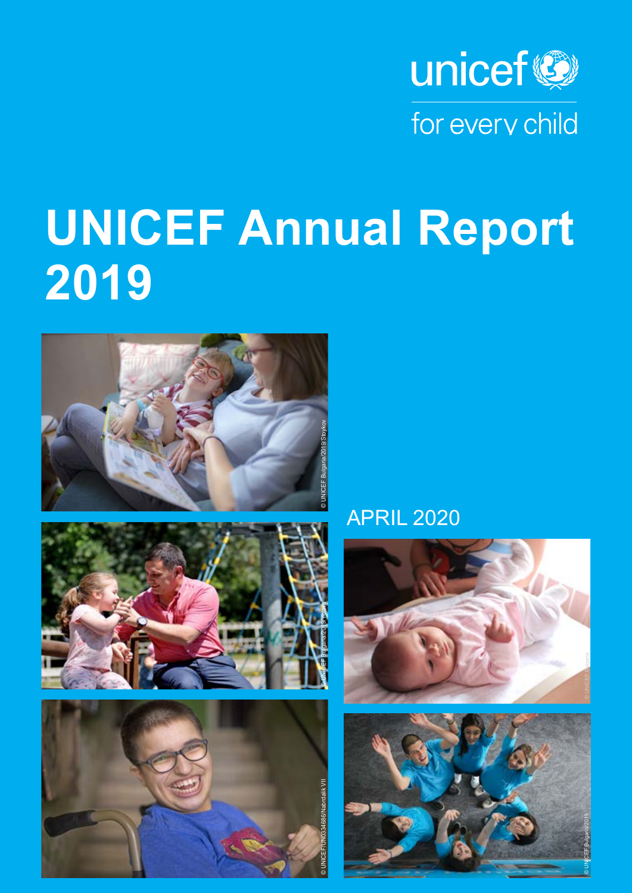unicef

for every child

# UNICEF Annual Report 2019

APRIL 2020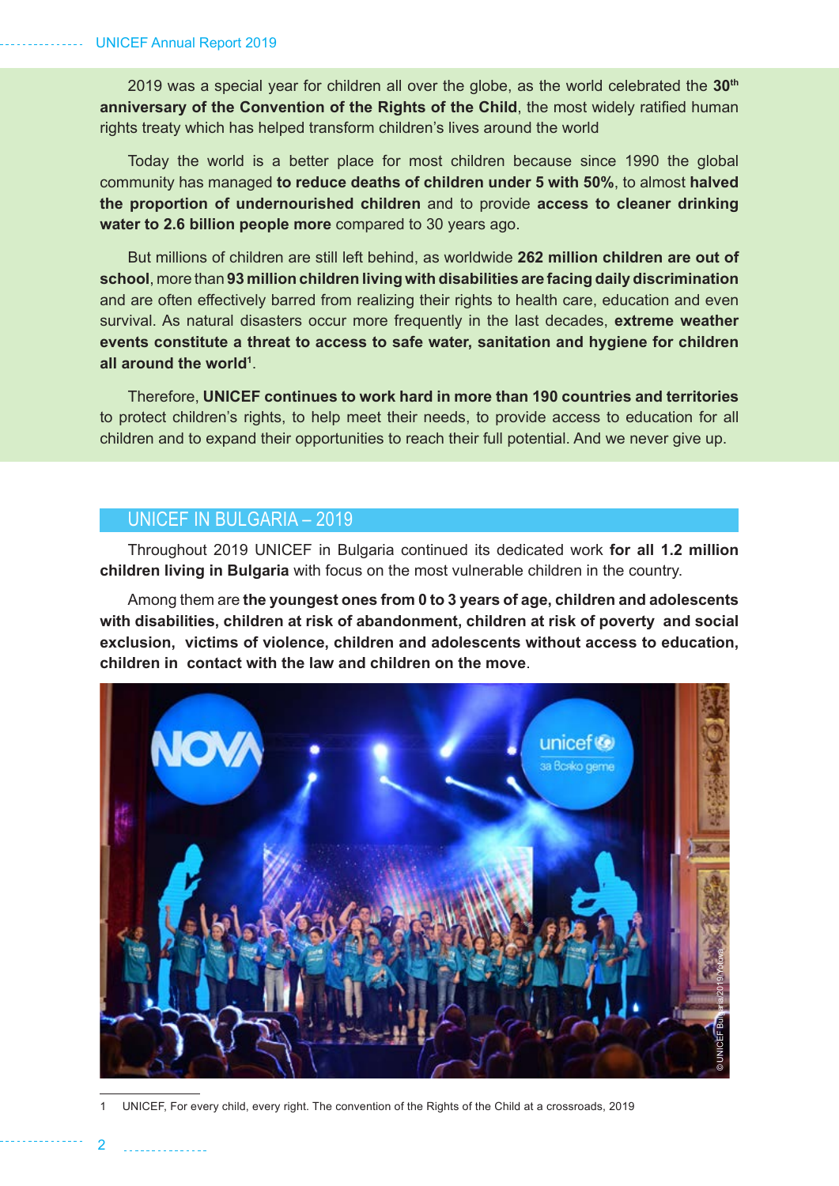2019 was a special year for children all over the globe, as the world celebrated the **30th anniversary of the Convention of the Rights of the Child**, the most widely ratified human rights treaty which has helped transform children's lives around the world

Today the world is a better place for most children because since 1990 the global community has managed **to reduce deaths of children under 5 with 50%**, to almost **halved the proportion of undernourished children** and to provide **access to cleaner drinking water to 2.6 billion people more** compared to 30 years ago.

But millions of children are still left behind, as worldwide **262 million children are out of school**, more than **93 million children living with disabilities are facing daily discrimination** and are often effectively barred from realizing their rights to health care, education and even survival. As natural disasters occur more frequently in the last decades, **extreme weather events constitute a threat to access to safe water, sanitation and hygiene for children all around the world**[1].

Therefore, **UNICEF continues to work hard in more than 190 countries and territories** to protect children's rights, to help meet their needs, to provide access to education for all children and to expand their opportunities to reach their full potential. And we never give up.

## UNICEF IN BULGARIA – 2019

Throughout 2019 UNICEF in Bulgaria continued its dedicated work **for all 1.2 million children living in Bulgaria** with focus on the most vulnerable children in the country.

Among them are **the youngest ones from 0 to 3 years of age, children and adolescents with disabilities, children at risk of abandonment, children at risk of poverty and social exclusion, victims of violence, children and adolescents without access to education, children in contact with the law and children on the move**.

© UNICEF Bulgaria/2019/Yotova

1 UNICEF, For every child, every right. The convention of the Rights of the Child at a crossroads, 2019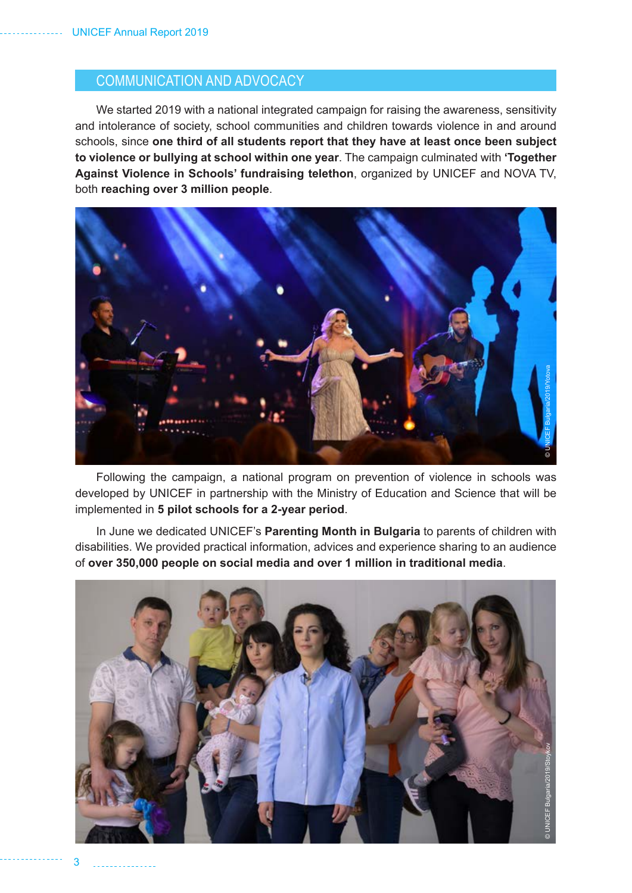## COMMUNICATION AND ADVOCACY

We started 2019 with a national integrated campaign for raising the awareness, sensitivity and intolerance of society, school communities and children towards violence in and around schools, since **one third of all students report that they have at least once been subject to violence or bullying at school within one year**. The campaign culminated with **'Together Against Violence in Schools' fundraising telethon**, organized by UNICEF and NOVA TV, both **reaching over 3 million people**.

Following the campaign, a national program on prevention of violence in schools was developed by UNICEF in partnership with the Ministry of Education and Science that will be implemented in **5 pilot schools for a 2-year period**.

In June we dedicated UNICEF's **Parenting Month in Bulgaria** to parents of children with disabilities. We provided practical information, advices and experience sharing to an audience of **over 350,000 people on social media and over 1 million in traditional media**.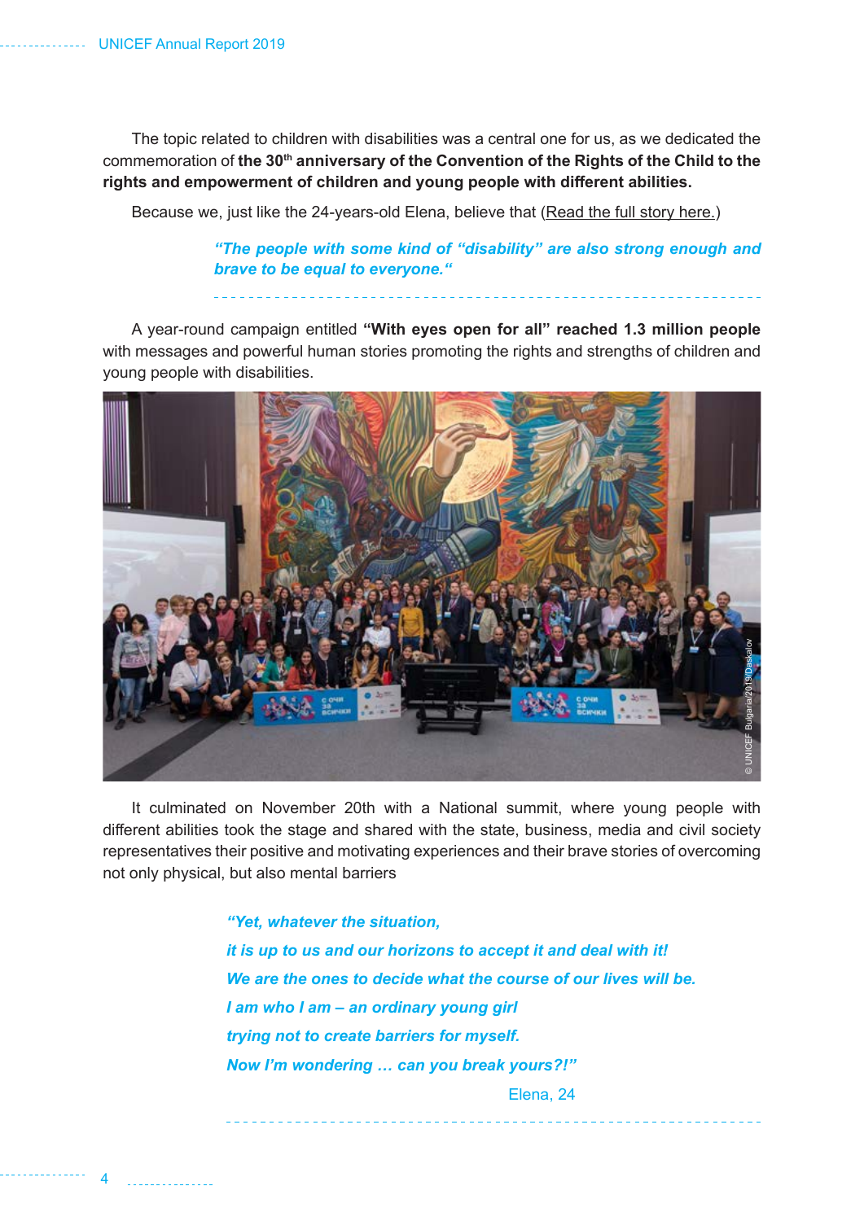The topic related to children with disabilities was a central one for us, as we dedicated the commemoration of **the 30th anniversary of the Convention of the Rights of the Child to the rights and empowerment of children and young people with different abilities.**

Because we, just like the 24-years-old Elena, believe that (Read the full story here.)

> ***"The people with some kind of "disability" are also strong enough and brave to be equal to everyone."***

A year-round campaign entitled **"With eyes open for all" reached 1.3 million people** with messages and powerful human stories promoting the rights and strengths of children and young people with disabilities.

© UNICEF Bulgaria/2019/Daskalov

It culminated on November 20th with a National summit, where young people with different abilities took the stage and shared with the state, business, media and civil society representatives their positive and motivating experiences and their brave stories of overcoming not only physical, but also mental barriers

> ***"Yet, whatever the situation,***
> ***it is up to us and our horizons to accept it and deal with it!***
> ***We are the ones to decide what the course of our lives will be.***
> ***I am who I am – an ordinary young girl***
> ***trying not to create barriers for myself.***
> ***Now I'm wondering … can you break yours?!"***
>
> Elena, 24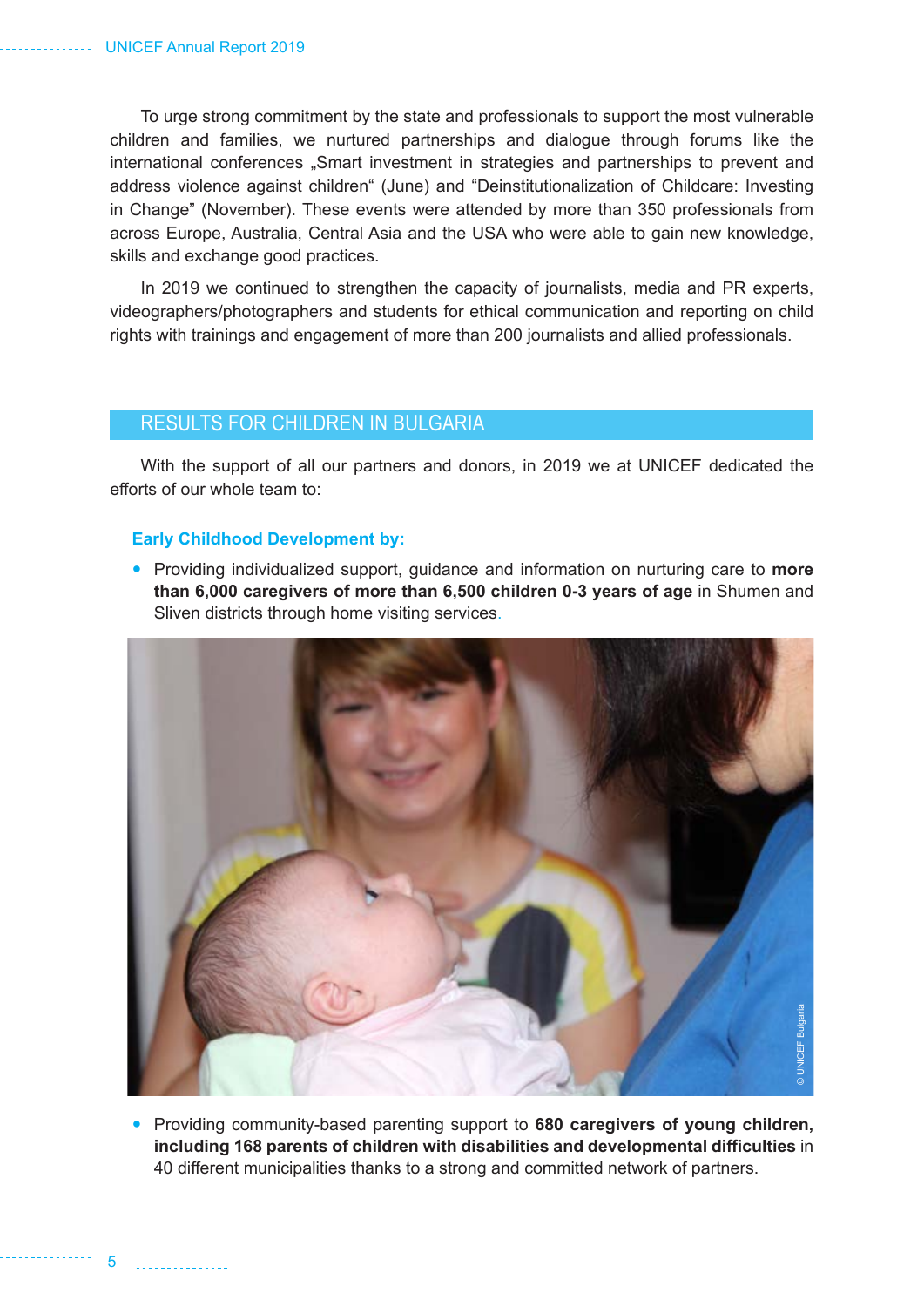To urge strong commitment by the state and professionals to support the most vulnerable children and families, we nurtured partnerships and dialogue through forums like the international conferences „Smart investment in strategies and partnerships to prevent and address violence against children“ (June) and “Deinstitutionalization of Childcare: Investing in Change” (November). These events were attended by more than 350 professionals from across Europe, Australia, Central Asia and the USA who were able to gain new knowledge, skills and exchange good practices.

In 2019 we continued to strengthen the capacity of journalists, media and PR experts, videographers/photographers and students for ethical communication and reporting on child rights with trainings and engagement of more than 200 journalists and allied professionals.

## RESULTS FOR CHILDREN IN BULGARIA

With the support of all our partners and donors, in 2019 we at UNICEF dedicated the efforts of our whole team to:

### Early Childhood Development by:

- Providing individualized support, guidance and information on nurturing care to **more than 6,000 caregivers of more than 6,500 children 0-3 years of age** in Shumen and Sliven districts through home visiting services.

© UNICEF Bulgaria

- Providing community-based parenting support to **680 caregivers of young children, including 168 parents of children with disabilities and developmental difficulties** in 40 different municipalities thanks to a strong and committed network of partners.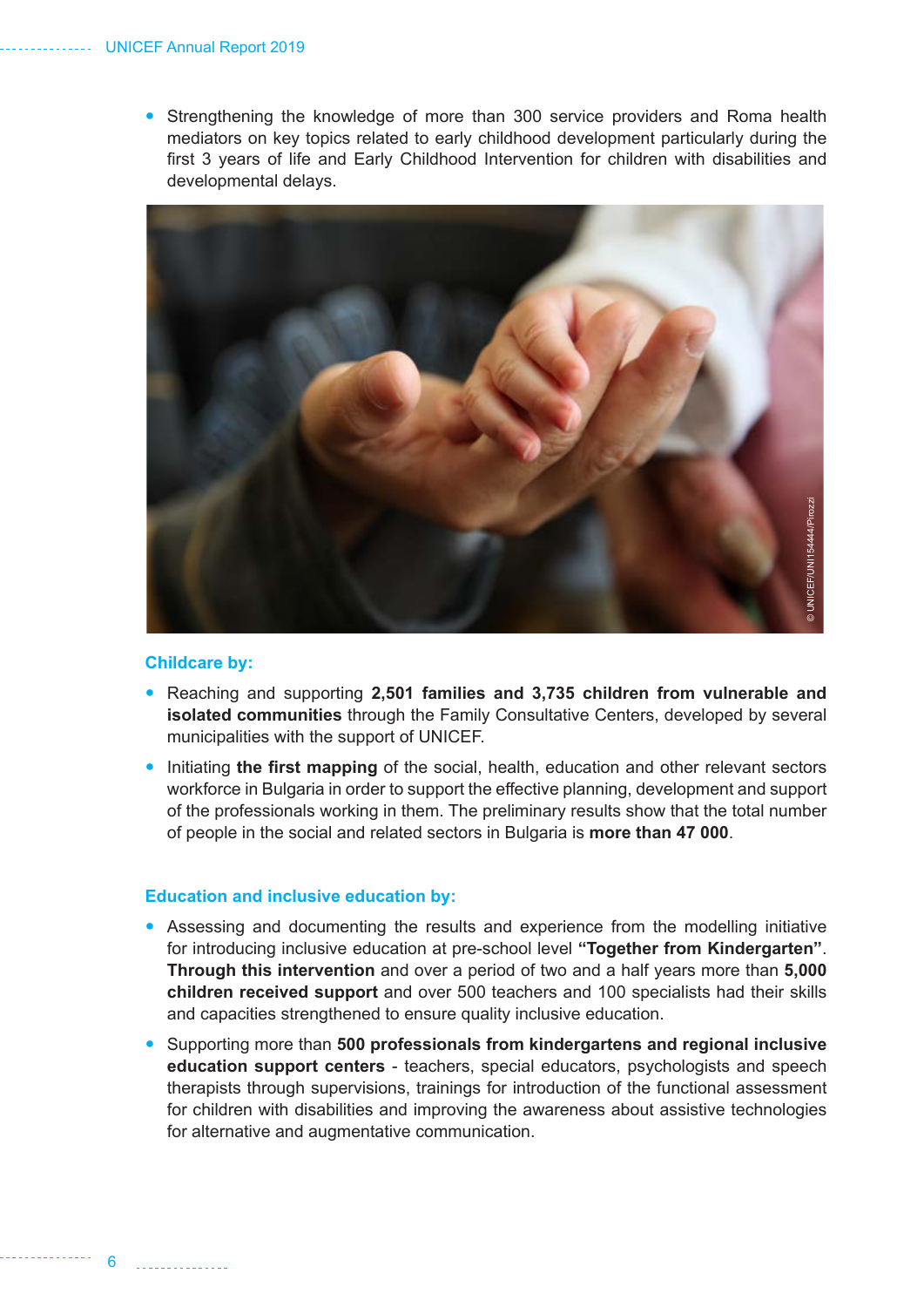- Strengthening the knowledge of more than 300 service providers and Roma health mediators on key topics related to early childhood development particularly during the first 3 years of life and Early Childhood Intervention for children with disabilities and developmental delays.

© UNICEF/UNI154444/Pirozzi

### Childcare by:

- Reaching and supporting **2,501 families and 3,735 children from vulnerable and isolated communities** through the Family Consultative Centers, developed by several municipalities with the support of UNICEF.
- Initiating **the first mapping** of the social, health, education and other relevant sectors workforce in Bulgaria in order to support the effective planning, development and support of the professionals working in them. The preliminary results show that the total number of people in the social and related sectors in Bulgaria is **more than 47 000**.

### Education and inclusive education by:

- Assessing and documenting the results and experience from the modelling initiative for introducing inclusive education at pre-school level **"Together from Kindergarten"**. **Through this intervention** and over a period of two and a half years more than **5,000 children received support** and over 500 teachers and 100 specialists had their skills and capacities strengthened to ensure quality inclusive education.
- Supporting more than **500 professionals from kindergartens and regional inclusive education support centers** - teachers, special educators, psychologists and speech therapists through supervisions, trainings for introduction of the functional assessment for children with disabilities and improving the awareness about assistive technologies for alternative and augmentative communication.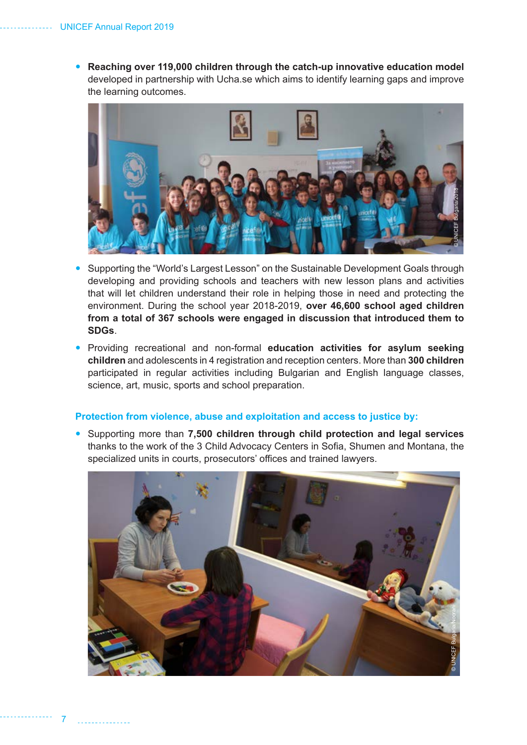- **Reaching over 119,000 children through the catch-up innovative education model** developed in partnership with Ucha.se which aims to identify learning gaps and improve the learning outcomes.

- Supporting the "World's Largest Lesson" on the Sustainable Development Goals through developing and providing schools and teachers with new lesson plans and activities that will let children understand their role in helping those in need and protecting the environment. During the school year 2018-2019, **over 46,600 school aged children from a total of 367 schools were engaged in discussion that introduced them to SDGs**.

- Providing recreational and non-formal **education activities for asylum seeking children** and adolescents in 4 registration and reception centers. More than **300 children** participated in regular activities including Bulgarian and English language classes, science, art, music, sports and school preparation.

### Protection from violence, abuse and exploitation and access to justice by:

- Supporting more than **7,500 children through child protection and legal services** thanks to the work of the 3 Child Advocacy Centers in Sofia, Shumen and Montana, the specialized units in courts, prosecutors' offices and trained lawyers.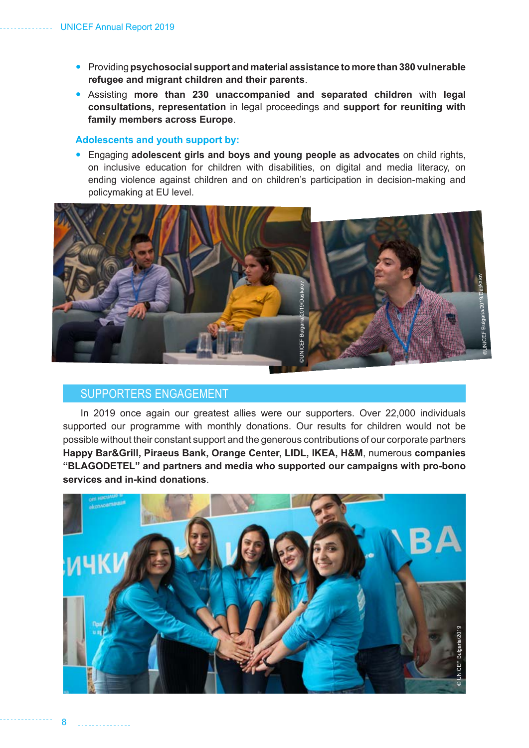- Providing **psychosocial support and material assistance to more than 380 vulnerable refugee and migrant children and their parents**.
- Assisting **more than 230 unaccompanied and separated children** with **legal consultations, representation** in legal proceedings and **support for reuniting with family members across Europe**.

### Adolescents and youth support by:

- Engaging **adolescent girls and boys and young people as advocates** on child rights, on inclusive education for children with disabilities, on digital and media literacy, on ending violence against children and on children's participation in decision-making and policymaking at EU level.

©UNICEF Bulgaria/2019/Daskalov

©UNICEF Bulgaria/2019/Daskalov

## SUPPORTERS ENGAGEMENT

In 2019 once again our greatest allies were our supporters. Over 22,000 individuals supported our programme with monthly donations. Our results for children would not be possible without their constant support and the generous contributions of our corporate partners **Happy Bar&Grill, Piraeus Bank, Orange Center, LIDL, IKEA, H&M**, numerous **companies "BLAGODETEL" and partners and media who supported our campaigns with pro-bono services and in-kind donations**.

© UNICEF Bulgaria/2019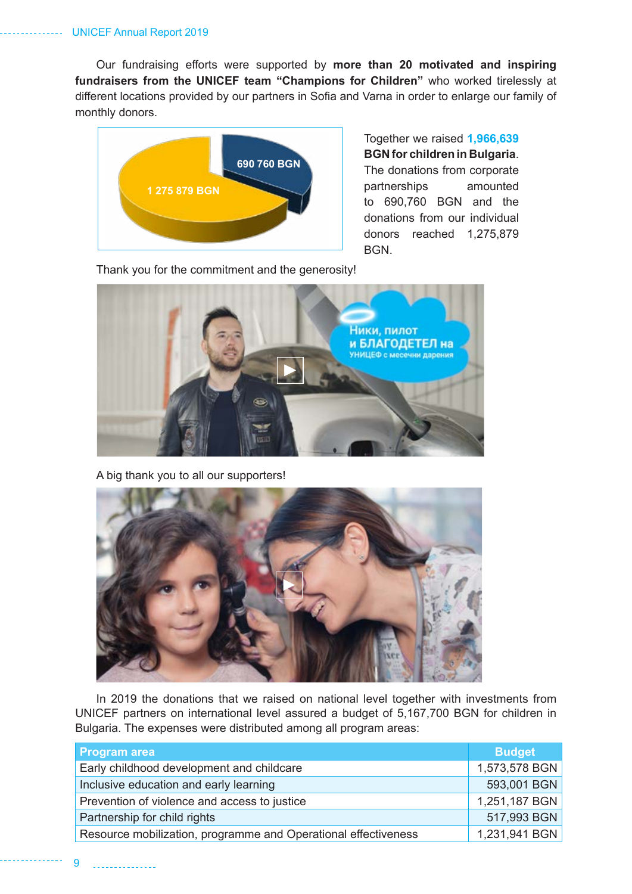Our fundraising efforts were supported by **more than 20 motivated and inspiring fundraisers from the UNICEF team "Champions for Children"** who worked tirelessly at different locations provided by our partners in Sofia and Varna in order to enlarge our family of monthly donors.

Together we raised **1,966,639 BGN for children in Bulgaria**. The donations from corporate partnerships amounted to 690,760 BGN and the donations from our individual donors reached 1,275,879 BGN.

Thank you for the commitment and the generosity!

A big thank you to all our supporters!

In 2019 the donations that we raised on national level together with investments from UNICEF partners on international level assured a budget of 5,167,700 BGN for children in Bulgaria. The expenses were distributed among all program areas:

| Program area | Budget |
| --- | --- |
| Early childhood development and childcare | 1,573,578 BGN |
| Inclusive education and early learning | 593,001 BGN |
| Prevention of violence and access to justice | 1,251,187 BGN |
| Partnership for child rights | 517,993 BGN |
| Resource mobilization, programme and Operational effectiveness | 1,231,941 BGN |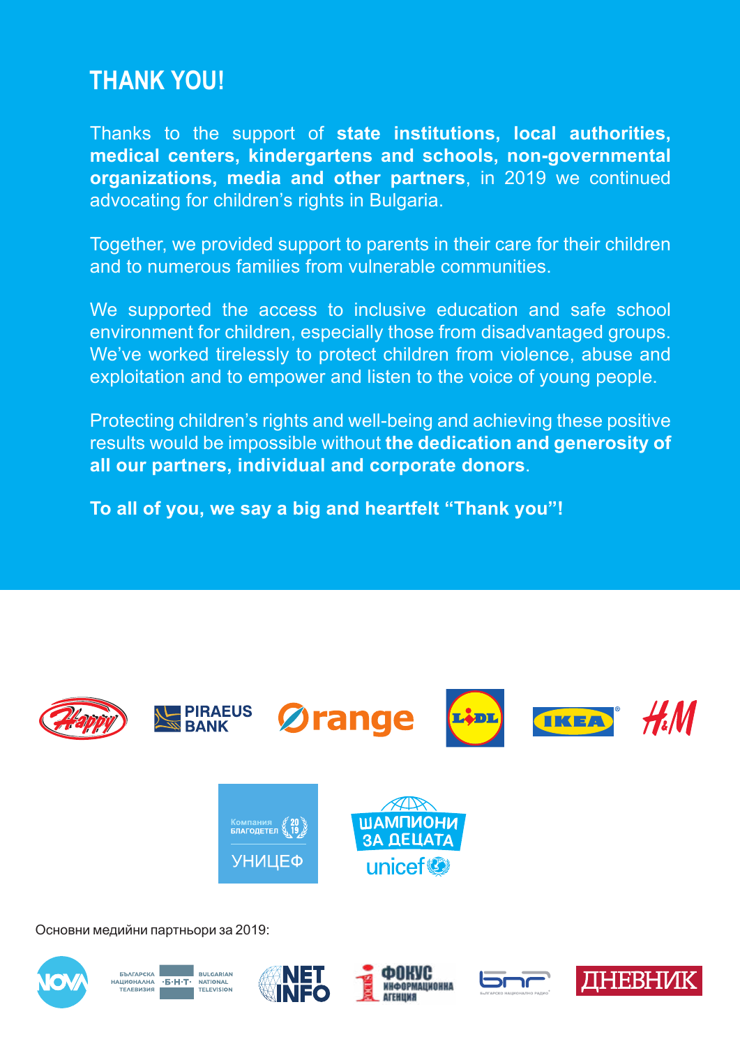## THANK YOU!

Thanks to the support of **state institutions, local authorities, medical centers, kindergartens and schools, non-governmental organizations, media and other partners**, in 2019 we continued advocating for children's rights in Bulgaria.

Together, we provided support to parents in their care for their children and to numerous families from vulnerable communities.

We supported the access to inclusive education and safe school environment for children, especially those from disadvantaged groups. We've worked tirelessly to protect children from violence, abuse and exploitation and to empower and listen to the voice of young people.

Protecting children's rights and well-being and achieving these positive results would be impossible without **the dedication and generosity of all our partners, individual and corporate donors**.

**To all of you, we say a big and heartfelt "Thank you"!**

Основни медийни партньори за 2019: